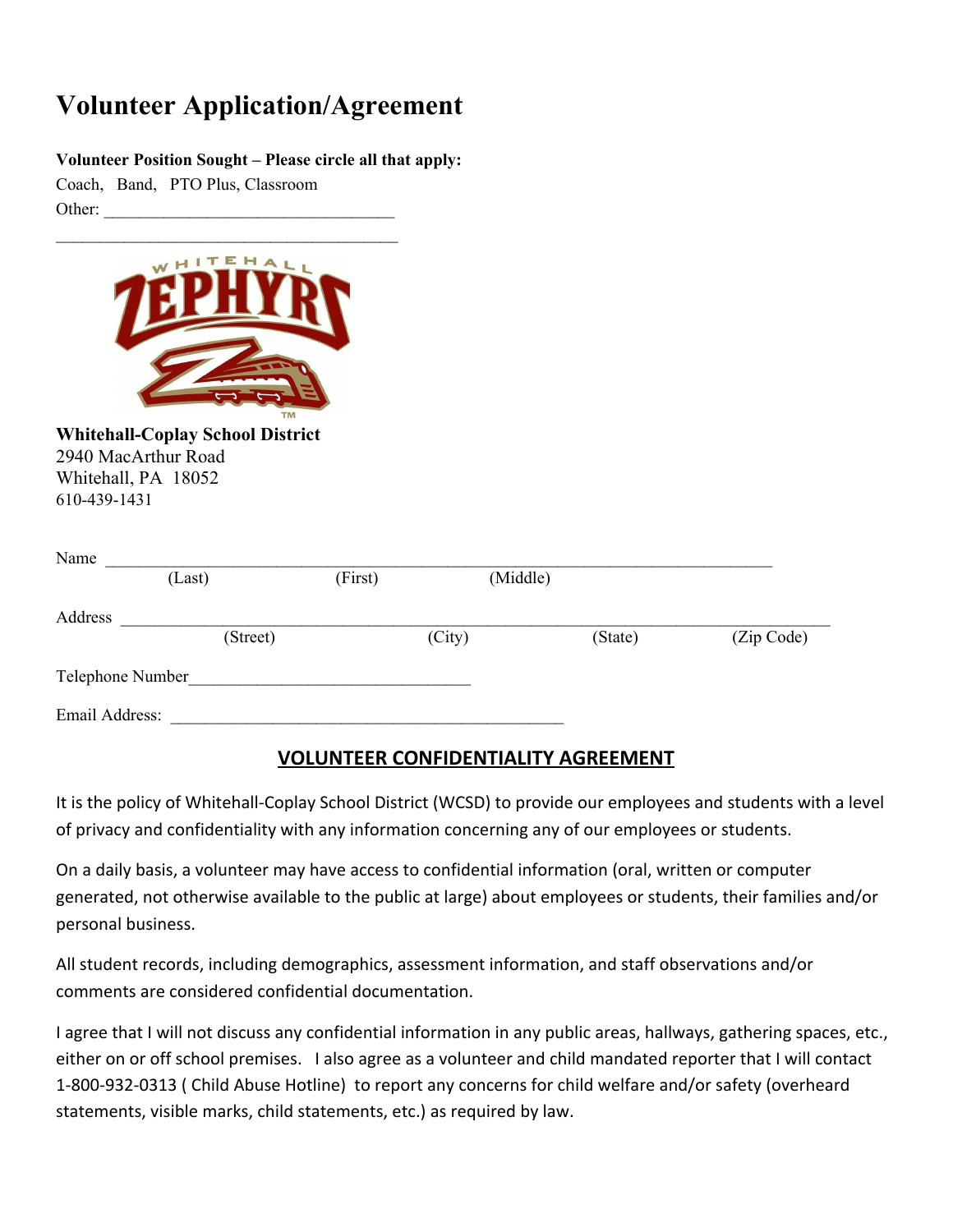# Volunteer Application/Agreement

**Volunteer Position Sought – Please circle all that apply:**

Coach, Band, PTO Plus, Classroom

Other: ___________________________________

___________________________________________

**Whitehall-Coplay School District**
2940 MacArthur Road
Whitehall, PA 18052
610-439-1431

Name ______________________________________________________________________________
(Last) (First) (Middle)

Address ______________________________________________________________________________
(Street) (City) (State) (Zip Code)

Telephone Number_________________________________

Email Address: _________________________________________________

## VOLUNTEER CONFIDENTIALITY AGREEMENT

It is the policy of Whitehall-Coplay School District (WCSD) to provide our employees and students with a level of privacy and confidentiality with any information concerning any of our employees or students.

On a daily basis, a volunteer may have access to confidential information (oral, written or computer generated, not otherwise available to the public at large) about employees or students, their families and/or personal business.

All student records, including demographics, assessment information, and staff observations and/or comments are considered confidential documentation.

I agree that I will not discuss any confidential information in any public areas, hallways, gathering spaces, etc., either on or off school premises. I also agree as a volunteer and child mandated reporter that I will contact 1-800-932-0313 ( Child Abuse Hotline) to report any concerns for child welfare and/or safety (overheard statements, visible marks, child statements, etc.) as required by law.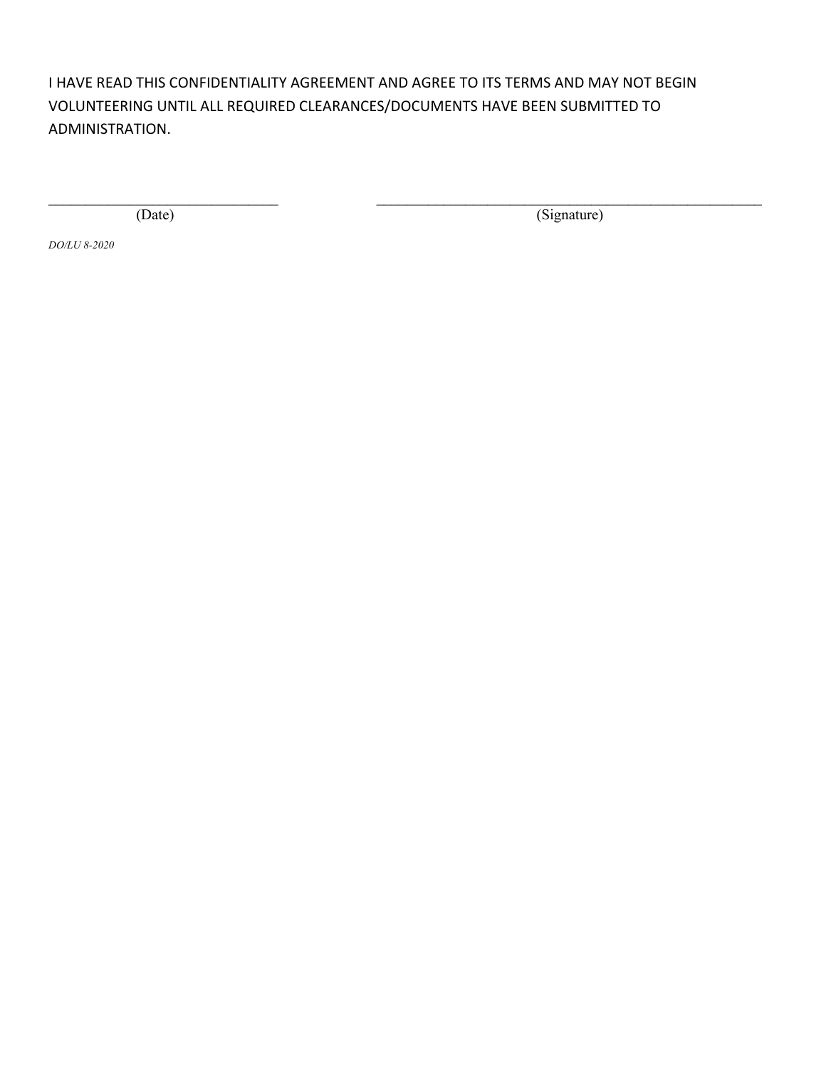I HAVE READ THIS CONFIDENTIALITY AGREEMENT AND AGREE TO ITS TERMS AND MAY NOT BEGIN VOLUNTEERING UNTIL ALL REQUIRED CLEARANCES/DOCUMENTS HAVE BEEN SUBMITTED TO ADMINISTRATION.

_______________________________ (Date)

_______________________________________________________ (Signature)

*DO/LU 8-2020*